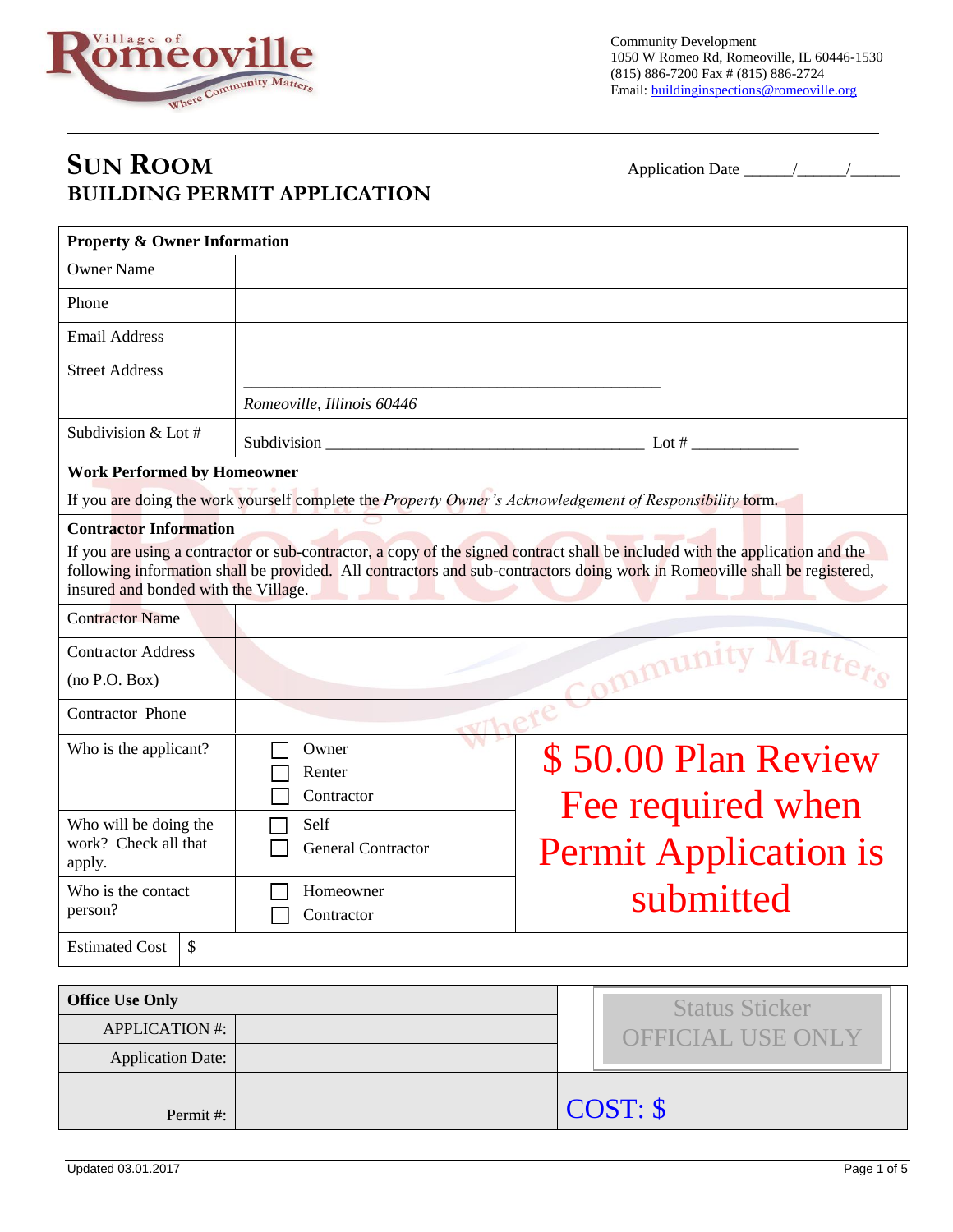Village of Romeoville — Where Community Matters

Community Development
1050 W Romeo Rd, Romeoville, IL 60446-1530
(815) 886-7200 Fax # (815) 886-2724
Email: buildinginspections@romeoville.org

# SUN ROOM
## BUILDING PERMIT APPLICATION

Application Date ______/______/______

| **Property & Owner Information** | |
|---|---|
| Owner Name | |
| Phone | |
| Email Address | |
| Street Address | ________________________________________ *Romeoville, Illinois 60446* |
| Subdivision & Lot # | Subdivision ________________________________ Lot # ____________ |

**Work Performed by Homeowner**

If you are doing the work yourself complete the *Property Owner's Acknowledgement of Responsibility* form.

**Contractor Information**

If you are using a contractor or sub-contractor, a copy of the signed contract shall be included with the application and the following information shall be provided. All contractors and sub-contractors doing work in Romeoville shall be registered, insured and bonded with the Village.

| | |
|---|---|
| Contractor Name | |
| Contractor Address (no P.O. Box) | |
| Contractor Phone | |

| | | |
|---|---|---|
| Who is the applicant? | ☐ Owner ☐ Renter ☐ Contractor | $ 50.00 Plan Review Fee required when Permit Application is submitted |
| Who will be doing the work? Check all that apply. | ☐ Self ☐ General Contractor | |
| Who is the contact person? | ☐ Homeowner ☐ Contractor | |
| Estimated Cost | $ | |

| **Office Use Only** | | Status Sticker OFFICIAL USE ONLY |
|---|---|---|
| APPLICATION #: | | |
| Application Date: | | |
| | | COST: $ |
| Permit #: | | |

Updated 03.01.2017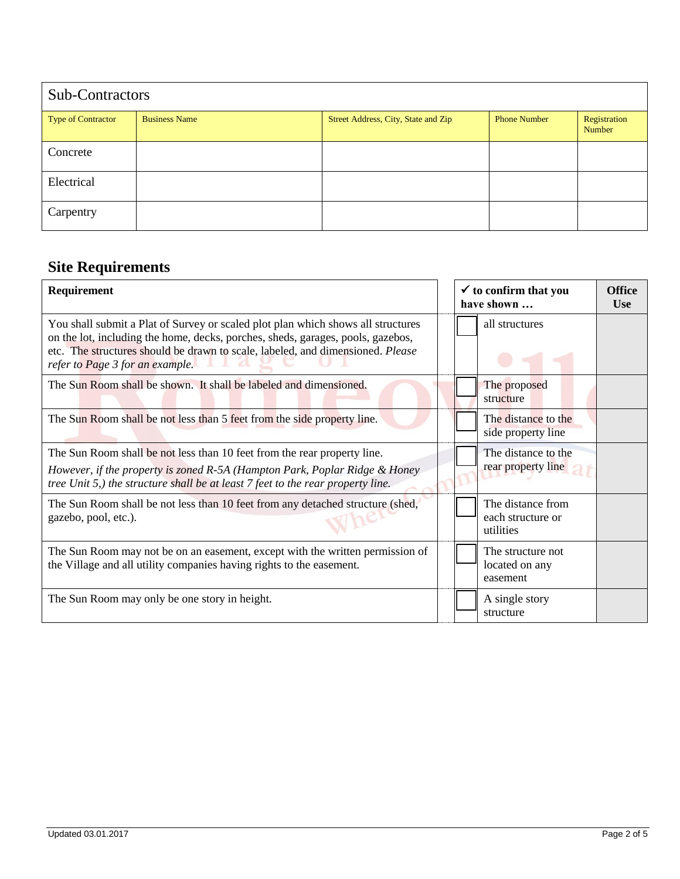## Sub-Contractors

| Type of Contractor | Business Name | Street Address, City, State and Zip | Phone Number | Registration Number |
|---|---|---|---|---|
| Concrete | | | | |
| Electrical | | | | |
| Carpentry | | | | |

## Site Requirements

| Requirement | | ✓ to confirm that you have shown … | Office Use |
|---|---|---|---|
| You shall submit a Plat of Survey or scaled plot plan which shows all structures on the lot, including the home, decks, porches, sheds, garages, pools, gazebos, etc. The structures should be drawn to scale, labeled, and dimensioned. *Please refer to Page 3 for an example.* | ☐ | all structures | |
| The Sun Room shall be shown. It shall be labeled and dimensioned. | ☐ | The proposed structure | |
| The Sun Room shall be not less than 5 feet from the side property line. | ☐ | The distance to the side property line | |
| The Sun Room shall be not less than 10 feet from the rear property line. *However, if the property is zoned R-5A (Hampton Park, Poplar Ridge & Honey tree Unit 5,) the structure shall be at least 7 feet to the rear property line.* | ☐ | The distance to the rear property line | |
| The Sun Room shall be not less than 10 feet from any detached structure (shed, gazebo, pool, etc.). | ☐ | The distance from each structure or utilities | |
| The Sun Room may not be on an easement, except with the written permission of the Village and all utility companies having rights to the easement. | ☐ | The structure not located on any easement | |
| The Sun Room may only be one story in height. | ☐ | A single story structure | |

Updated 03.01.2017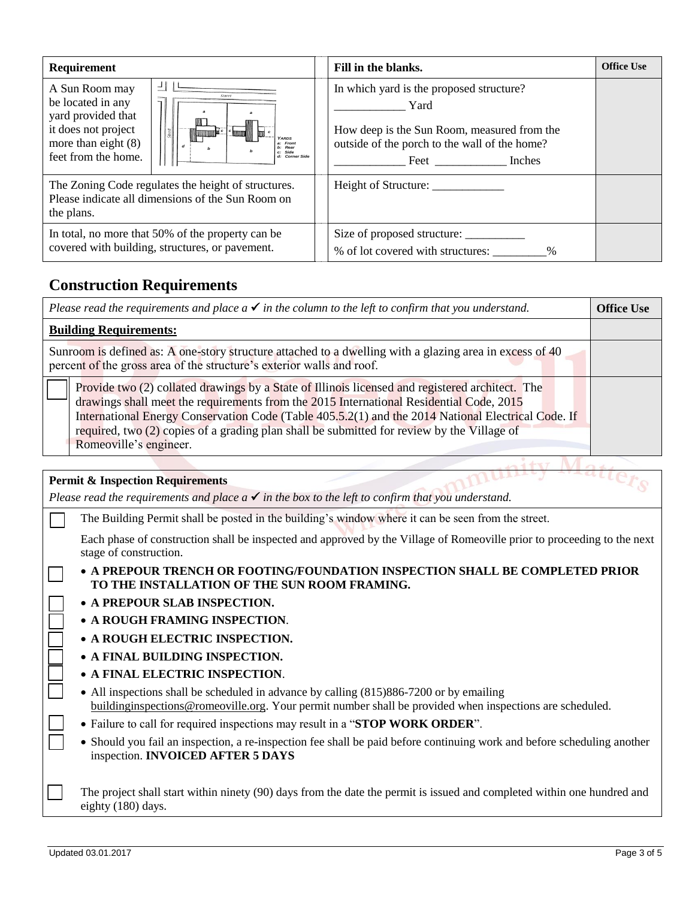| Requirement | Fill in the blanks. | Office Use |
|---|---|---|
| A Sun Room may be located in any yard provided that it does not project more than eight (8) feet from the home. | In which yard is the proposed structure? ____________ Yard<br><br>How deep is the Sun Room, measured from the outside of the porch to the wall of the home? ____________ Feet ____________ Inches | |
| The Zoning Code regulates the height of structures. Please indicate all dimensions of the Sun Room on the plans. | Height of Structure: ____________ | |
| In total, no more that 50% of the property can be covered with building, structures, or pavement. | Size of proposed structure: __________<br>% of lot covered with structures: _________% | |

## Construction Requirements

| *Please read the requirements and place a ✓ in the column to the left to confirm that you understand.* | | Office Use |
|---|---|---|
| **Building Requirements:** | | |
| Sunroom is defined as: A one-story structure attached to a dwelling with a glazing area in excess of 40 percent of the gross area of the structure's exterior walls and roof. | | |
| ☐ | Provide two (2) collated drawings by a State of Illinois licensed and registered architect. The drawings shall meet the requirements from the 2015 International Residential Code, 2015 International Energy Conservation Code (Table 405.5.2(1) and the 2014 National Electrical Code. If required, two (2) copies of a grading plan shall be submitted for review by the Village of Romeoville's engineer. | |

**Permit & Inspection Requirements**

*Please read the requirements and place a ✓ in the box to the left to confirm that you understand.*

☐ The Building Permit shall be posted in the building's window where it can be seen from the street.

Each phase of construction shall be inspected and approved by the Village of Romeoville prior to proceeding to the next stage of construction.

☐ • **A PREPOUR TRENCH OR FOOTING/FOUNDATION INSPECTION SHALL BE COMPLETED PRIOR TO THE INSTALLATION OF THE SUN ROOM FRAMING.**

☐ • **A PREPOUR SLAB INSPECTION.**

☐ • **A ROUGH FRAMING INSPECTION**.

☐ • **A ROUGH ELECTRIC INSPECTION.**

☐ • **A FINAL BUILDING INSPECTION.**

☐ • **A FINAL ELECTRIC INSPECTION**.

☐ • All inspections shall be scheduled in advance by calling (815)886-7200 or by emailing buildinginspections@romeoville.org. Your permit number shall be provided when inspections are scheduled.

☐ • Failure to call for required inspections may result in a "**STOP WORK ORDER**".

☐ • Should you fail an inspection, a re-inspection fee shall be paid before continuing work and before scheduling another inspection. **INVOICED AFTER 5 DAYS**

☐ The project shall start within ninety (90) days from the date the permit is issued and completed within one hundred and eighty (180) days.

Updated 03.01.2017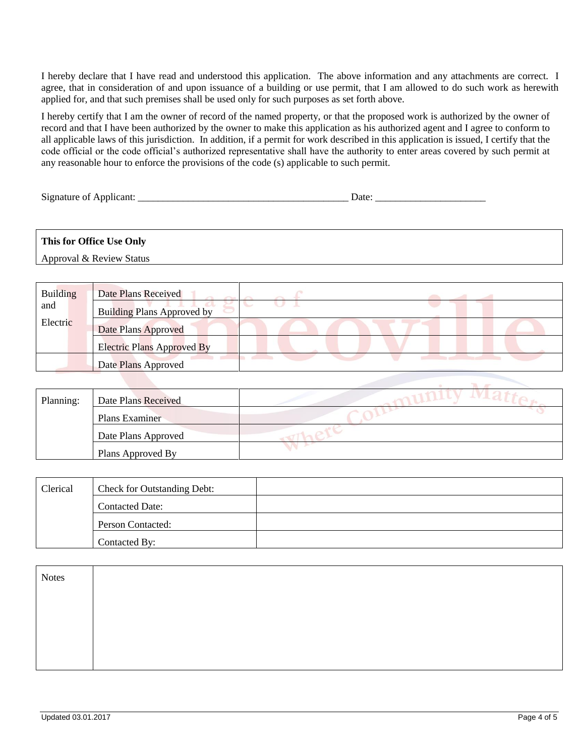I hereby declare that I have read and understood this application. The above information and any attachments are correct. I agree, that in consideration of and upon issuance of a building or use permit, that I am allowed to do such work as herewith applied for, and that such premises shall be used only for such purposes as set forth above.

I hereby certify that I am the owner of record of the named property, or that the proposed work is authorized by the owner of record and that I have been authorized by the owner to make this application as his authorized agent and I agree to conform to all applicable laws of this jurisdiction. In addition, if a permit for work described in this application is issued, I certify that the code official or the code official's authorized representative shall have the authority to enter areas covered by such permit at any reasonable hour to enforce the provisions of the code (s) applicable to such permit.

Signature of Applicant: ___________________________________________ Date: ______________________

**This for Office Use Only**

Approval & Review Status

| | | |
|---|---|---|
| Building and Electric | Date Plans Received | |
| | Building Plans Approved by | |
| | Date Plans Approved | |
| | Electric Plans Approved By | |
| | Date Plans Approved | |

| | | |
|---|---|---|
| Planning: | Date Plans Received | |
| | Plans Examiner | |
| | Date Plans Approved | |
| | Plans Approved By | |

| | | |
|---|---|---|
| Clerical | Check for Outstanding Debt: | |
| | Contacted Date: | |
| | Person Contacted: | |
| | Contacted By: | |

| | |
|---|---|
| Notes | |

Updated 03.01.2017